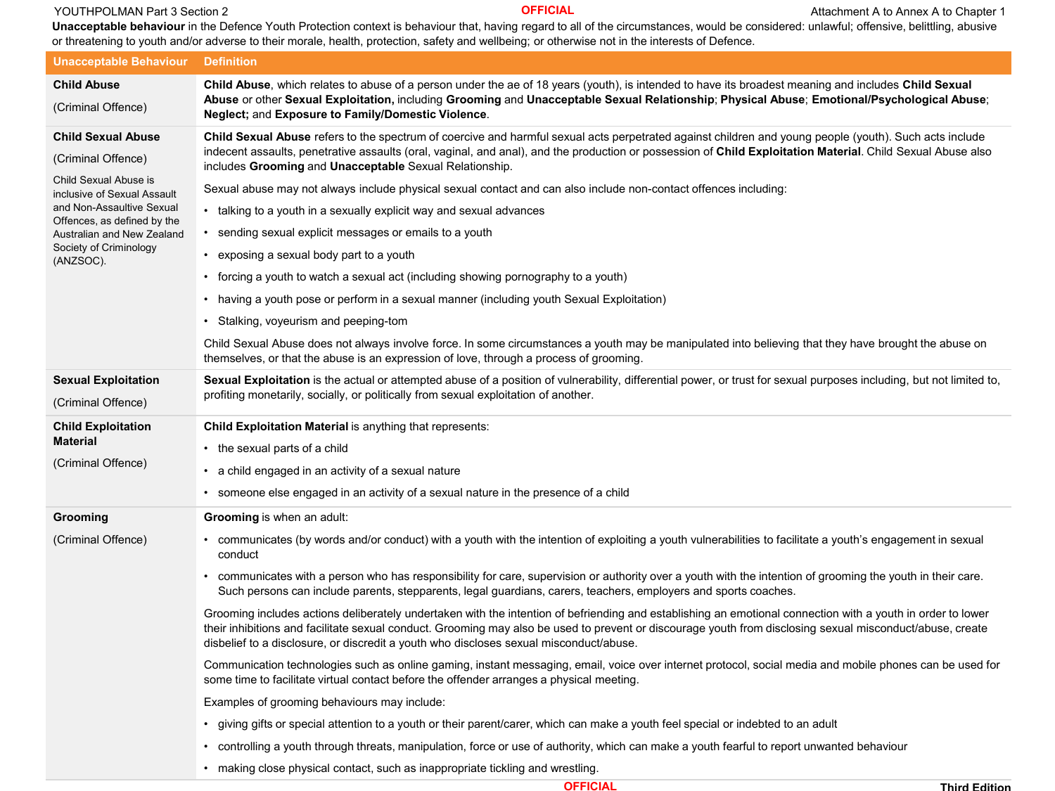**Unacceptable behaviour** in the Defence Youth Protection context is behaviour that, having regard to all of the circumstances, would be considered: unlawful; offensive, belittling, abusive or threatening to youth and/or adverse to their morale, health, protection, safety and wellbeing; or otherwise not in the interests of Defence.

| Unacceptable Behaviour | Definition |
|---|---|
| **Child Abuse**<br><br>(Criminal Offence) | **Child Abuse**, which relates to abuse of a person under the ae of 18 years (youth), is intended to have its broadest meaning and includes **Child Sexual Abuse** or other **Sexual Exploitation,** including **Grooming** and **Unacceptable Sexual Relationship**; **Physical Abuse**; **Emotional/Psychological Abuse**; **Neglect;** and **Exposure to Family/Domestic Violence**. |
| **Child Sexual Abuse**<br><br>(Criminal Offence)<br><br>Child Sexual Abuse is inclusive of Sexual Assault and Non-Assaultive Sexual Offences, as defined by the Australian and New Zealand Society of Criminology (ANZSOC). | **Child Sexual Abuse** refers to the spectrum of coercive and harmful sexual acts perpetrated against children and young people (youth). Such acts include indecent assaults, penetrative assaults (oral, vaginal, and anal), and the production or possession of **Child Exploitation Material**. Child Sexual Abuse also includes **Grooming** and **Unacceptable** Sexual Relationship.<br><br>Sexual abuse may not always include physical sexual contact and can also include non-contact offences including:<br>• talking to a youth in a sexually explicit way and sexual advances<br>• sending sexual explicit messages or emails to a youth<br>• exposing a sexual body part to a youth<br>• forcing a youth to watch a sexual act (including showing pornography to a youth)<br>• having a youth pose or perform in a sexual manner (including youth Sexual Exploitation)<br>• Stalking, voyeurism and peeping-tom<br><br>Child Sexual Abuse does not always involve force. In some circumstances a youth may be manipulated into believing that they have brought the abuse on themselves, or that the abuse is an expression of love, through a process of grooming. |
| **Sexual Exploitation**<br><br>(Criminal Offence) | **Sexual Exploitation** is the actual or attempted abuse of a position of vulnerability, differential power, or trust for sexual purposes including, but not limited to, profiting monetarily, socially, or politically from sexual exploitation of another. |
| **Child Exploitation Material**<br><br>(Criminal Offence) | **Child Exploitation Material** is anything that represents:<br>• the sexual parts of a child<br>• a child engaged in an activity of a sexual nature<br>• someone else engaged in an activity of a sexual nature in the presence of a child |
| **Grooming**<br><br>(Criminal Offence) | **Grooming** is when an adult:<br>• communicates (by words and/or conduct) with a youth with the intention of exploiting a youth vulnerabilities to facilitate a youth's engagement in sexual conduct<br>• communicates with a person who has responsibility for care, supervision or authority over a youth with the intention of grooming the youth in their care. Such persons can include parents, stepparents, legal guardians, carers, teachers, employers and sports coaches.<br><br>Grooming includes actions deliberately undertaken with the intention of befriending and establishing an emotional connection with a youth in order to lower their inhibitions and facilitate sexual conduct. Grooming may also be used to prevent or discourage youth from disclosing sexual misconduct/abuse, create disbelief to a disclosure, or discredit a youth who discloses sexual misconduct/abuse.<br><br>Communication technologies such as online gaming, instant messaging, email, voice over internet protocol, social media and mobile phones can be used for some time to facilitate virtual contact before the offender arranges a physical meeting.<br><br>Examples of grooming behaviours may include:<br>• giving gifts or special attention to a youth or their parent/carer, which can make a youth feel special or indebted to an adult<br>• controlling a youth through threats, manipulation, force or use of authority, which can make a youth fearful to report unwanted behaviour<br>• making close physical contact, such as inappropriate tickling and wrestling. |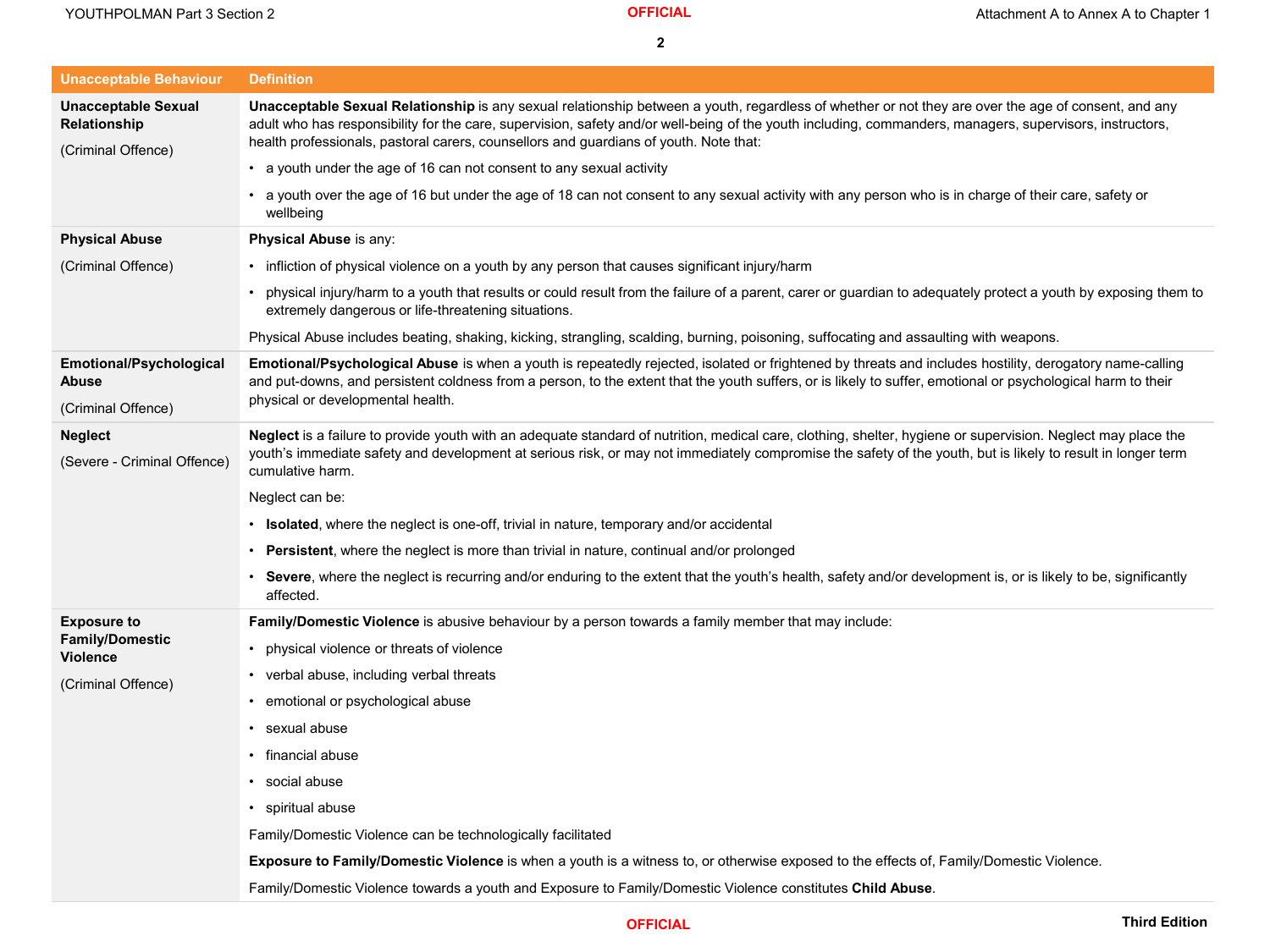| Unacceptable Behaviour | Definition |
|---|---|
| **Unacceptable Sexual Relationship**<br><br>(Criminal Offence) | **Unacceptable Sexual Relationship** is any sexual relationship between a youth, regardless of whether or not they are over the age of consent, and any adult who has responsibility for the care, supervision, safety and/or well-being of the youth including, commanders, managers, supervisors, instructors, health professionals, pastoral carers, counsellors and guardians of youth. Note that:<br><br>• a youth under the age of 16 can not consent to any sexual activity<br><br>• a youth over the age of 16 but under the age of 18 can not consent to any sexual activity with any person who is in charge of their care, safety or wellbeing |
| **Physical Abuse**<br><br>(Criminal Offence) | **Physical Abuse** is any:<br><br>• infliction of physical violence on a youth by any person that causes significant injury/harm<br><br>• physical injury/harm to a youth that results or could result from the failure of a parent, carer or guardian to adequately protect a youth by exposing them to extremely dangerous or life-threatening situations.<br><br>Physical Abuse includes beating, shaking, kicking, strangling, scalding, burning, poisoning, suffocating and assaulting with weapons. |
| **Emotional/Psychological Abuse**<br><br>(Criminal Offence) | **Emotional/Psychological Abuse** is when a youth is repeatedly rejected, isolated or frightened by threats and includes hostility, derogatory name-calling and put-downs, and persistent coldness from a person, to the extent that the youth suffers, or is likely to suffer, emotional or psychological harm to their physical or developmental health. |
| **Neglect**<br><br>(Severe - Criminal Offence) | **Neglect** is a failure to provide youth with an adequate standard of nutrition, medical care, clothing, shelter, hygiene or supervision. Neglect may place the youth's immediate safety and development at serious risk, or may not immediately compromise the safety of the youth, but is likely to result in longer term cumulative harm.<br><br>Neglect can be:<br><br>• **Isolated**, where the neglect is one-off, trivial in nature, temporary and/or accidental<br><br>• **Persistent**, where the neglect is more than trivial in nature, continual and/or prolonged<br><br>• **Severe**, where the neglect is recurring and/or enduring to the extent that the youth's health, safety and/or development is, or is likely to be, significantly affected. |
| **Exposure to Family/Domestic Violence**<br><br>(Criminal Offence) | **Family/Domestic Violence** is abusive behaviour by a person towards a family member that may include:<br><br>• physical violence or threats of violence<br><br>• verbal abuse, including verbal threats<br><br>• emotional or psychological abuse<br><br>• sexual abuse<br><br>• financial abuse<br><br>• social abuse<br><br>• spiritual abuse<br><br>Family/Domestic Violence can be technologically facilitated<br><br>**Exposure to Family/Domestic Violence** is when a youth is a witness to, or otherwise exposed to the effects of, Family/Domestic Violence.<br><br>Family/Domestic Violence towards a youth and Exposure to Family/Domestic Violence constitutes **Child Abuse**. |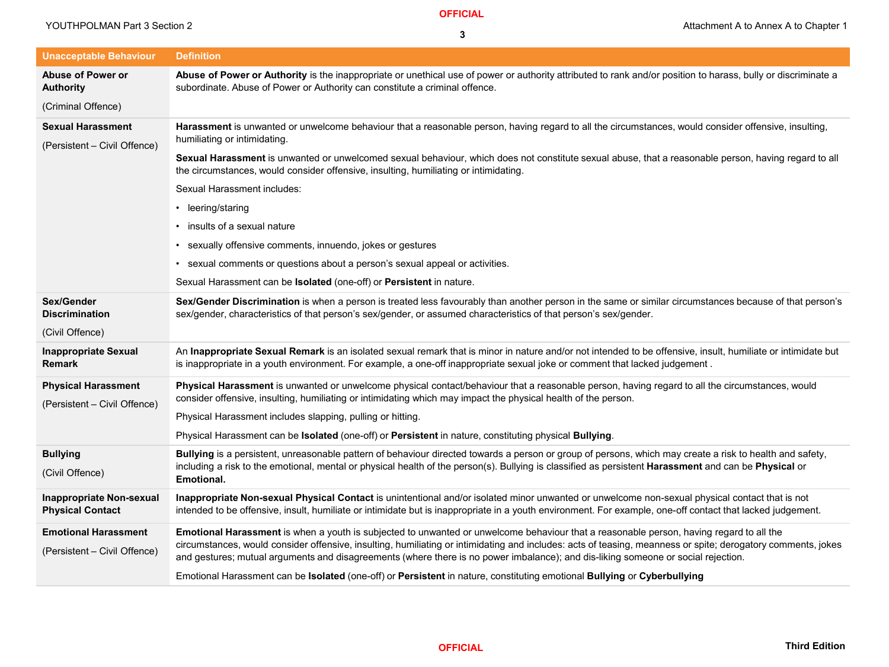| Unacceptable Behaviour | Definition |
| --- | --- |
| **Abuse of Power or Authority**<br><br>(Criminal Offence) | **Abuse of Power or Authority** is the inappropriate or unethical use of power or authority attributed to rank and/or position to harass, bully or discriminate a subordinate. Abuse of Power or Authority can constitute a criminal offence. |
| **Sexual Harassment**<br><br>(Persistent – Civil Offence) | **Harassment** is unwanted or unwelcome behaviour that a reasonable person, having regard to all the circumstances, would consider offensive, insulting, humiliating or intimidating.<br><br>**Sexual Harassment** is unwanted or unwelcomed sexual behaviour, which does not constitute sexual abuse, that a reasonable person, having regard to all the circumstances, would consider offensive, insulting, humiliating or intimidating.<br><br>Sexual Harassment includes:<br><br>• leering/staring<br><br>• insults of a sexual nature<br><br>• sexually offensive comments, innuendo, jokes or gestures<br><br>• sexual comments or questions about a person's sexual appeal or activities.<br><br>Sexual Harassment can be **Isolated** (one-off) or **Persistent** in nature. |
| **Sex/Gender Discrimination**<br><br>(Civil Offence) | **Sex/Gender Discrimination** is when a person is treated less favourably than another person in the same or similar circumstances because of that person's sex/gender, characteristics of that person's sex/gender, or assumed characteristics of that person's sex/gender. |
| **Inappropriate Sexual Remark** | An **Inappropriate Sexual Remark** is an isolated sexual remark that is minor in nature and/or not intended to be offensive, insult, humiliate or intimidate but is inappropriate in a youth environment. For example, a one-off inappropriate sexual joke or comment that lacked judgement . |
| **Physical Harassment**<br><br>(Persistent – Civil Offence) | **Physical Harassment** is unwanted or unwelcome physical contact/behaviour that a reasonable person, having regard to all the circumstances, would consider offensive, insulting, humiliating or intimidating which may impact the physical health of the person.<br><br>Physical Harassment includes slapping, pulling or hitting.<br><br>Physical Harassment can be **Isolated** (one-off) or **Persistent** in nature, constituting physical **Bullying**. |
| **Bullying**<br><br>(Civil Offence) | **Bullying** is a persistent, unreasonable pattern of behaviour directed towards a person or group of persons, which may create a risk to health and safety, including a risk to the emotional, mental or physical health of the person(s). Bullying is classified as persistent **Harassment** and can be **Physical** or **Emotional.** |
| **Inappropriate Non-sexual Physical Contact** | **Inappropriate Non-sexual Physical Contact** is unintentional and/or isolated minor unwanted or unwelcome non-sexual physical contact that is not intended to be offensive, insult, humiliate or intimidate but is inappropriate in a youth environment. For example, one-off contact that lacked judgement. |
| **Emotional Harassment**<br><br>(Persistent – Civil Offence) | **Emotional Harassment** is when a youth is subjected to unwanted or unwelcome behaviour that a reasonable person, having regard to all the circumstances, would consider offensive, insulting, humiliating or intimidating and includes: acts of teasing, meanness or spite; derogatory comments, jokes and gestures; mutual arguments and disagreements (where there is no power imbalance); and dis-liking someone or social rejection.<br><br>Emotional Harassment can be **Isolated** (one-off) or **Persistent** in nature, constituting emotional **Bullying** or **Cyberbullying** |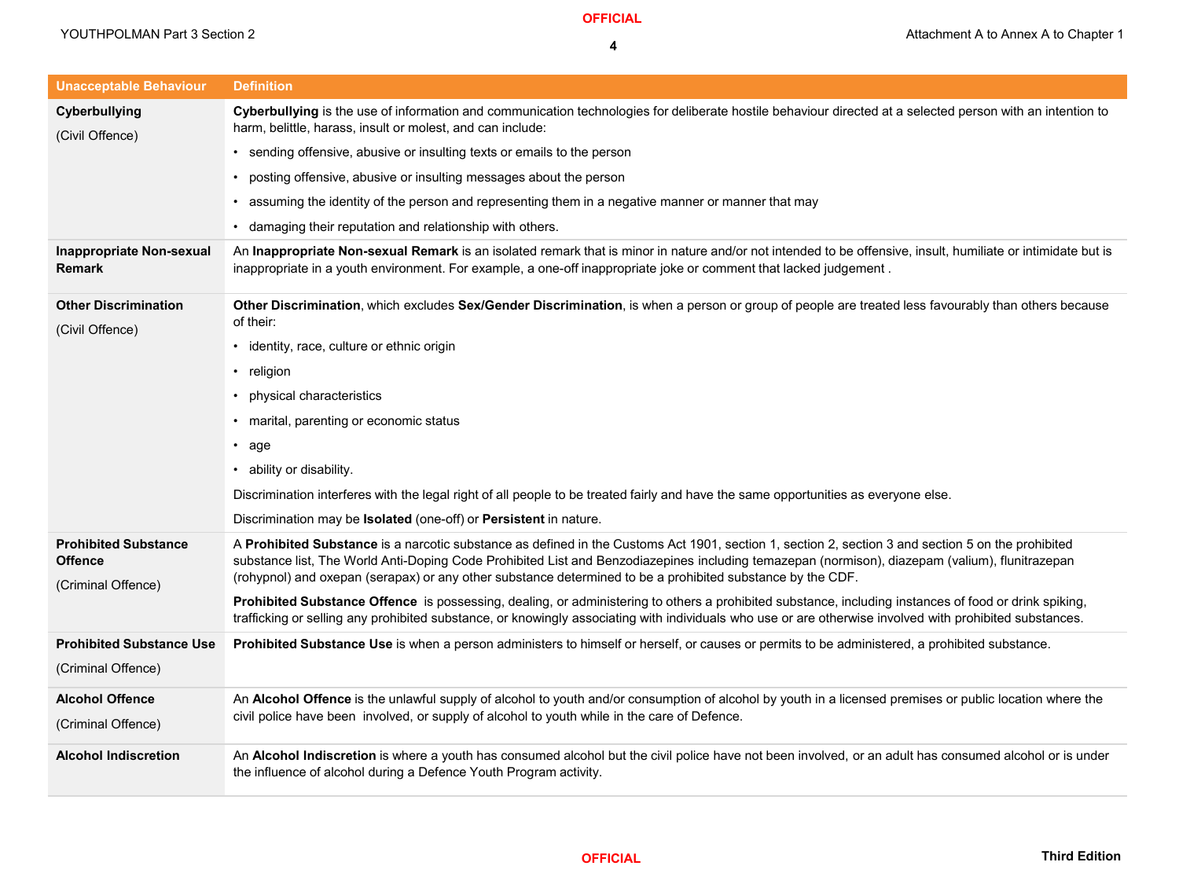| Unacceptable Behaviour | Definition |
| --- | --- |
| **Cyberbullying**<br>(Civil Offence) | **Cyberbullying** is the use of information and communication technologies for deliberate hostile behaviour directed at a selected person with an intention to harm, belittle, harass, insult or molest, and can include:<br>• sending offensive, abusive or insulting texts or emails to the person<br>• posting offensive, abusive or insulting messages about the person<br>• assuming the identity of the person and representing them in a negative manner or manner that may<br>• damaging their reputation and relationship with others. |
| **Inappropriate Non-sexual Remark** | An **Inappropriate Non-sexual Remark** is an isolated remark that is minor in nature and/or not intended to be offensive, insult, humiliate or intimidate but is inappropriate in a youth environment. For example, a one-off inappropriate joke or comment that lacked judgement . |
| **Other Discrimination**<br>(Civil Offence) | **Other Discrimination**, which excludes **Sex/Gender Discrimination**, is when a person or group of people are treated less favourably than others because of their:<br>• identity, race, culture or ethnic origin<br>• religion<br>• physical characteristics<br>• marital, parenting or economic status<br>• age<br>• ability or disability.<br>Discrimination interferes with the legal right of all people to be treated fairly and have the same opportunities as everyone else.<br>Discrimination may be **Isolated** (one-off) or **Persistent** in nature. |
| **Prohibited Substance Offence**<br>(Criminal Offence) | A **Prohibited Substance** is a narcotic substance as defined in the Customs Act 1901, section 1, section 2, section 3 and section 5 on the prohibited substance list, The World Anti-Doping Code Prohibited List and Benzodiazepines including temazepan (normison), diazepam (valium), flunitrazepan (rohypnol) and oxepan (serapax) or any other substance determined to be a prohibited substance by the CDF.<br>**Prohibited Substance Offence** is possessing, dealing, or administering to others a prohibited substance, including instances of food or drink spiking, trafficking or selling any prohibited substance, or knowingly associating with individuals who use or are otherwise involved with prohibited substances. |
| **Prohibited Substance Use**<br>(Criminal Offence) | **Prohibited Substance Use** is when a person administers to himself or herself, or causes or permits to be administered, a prohibited substance. |
| **Alcohol Offence**<br>(Criminal Offence) | An **Alcohol Offence** is the unlawful supply of alcohol to youth and/or consumption of alcohol by youth in a licensed premises or public location where the civil police have been involved, or supply of alcohol to youth while in the care of Defence. |
| **Alcohol Indiscretion** | An **Alcohol Indiscretion** is where a youth has consumed alcohol but the civil police have not been involved, or an adult has consumed alcohol or is under the influence of alcohol during a Defence Youth Program activity. |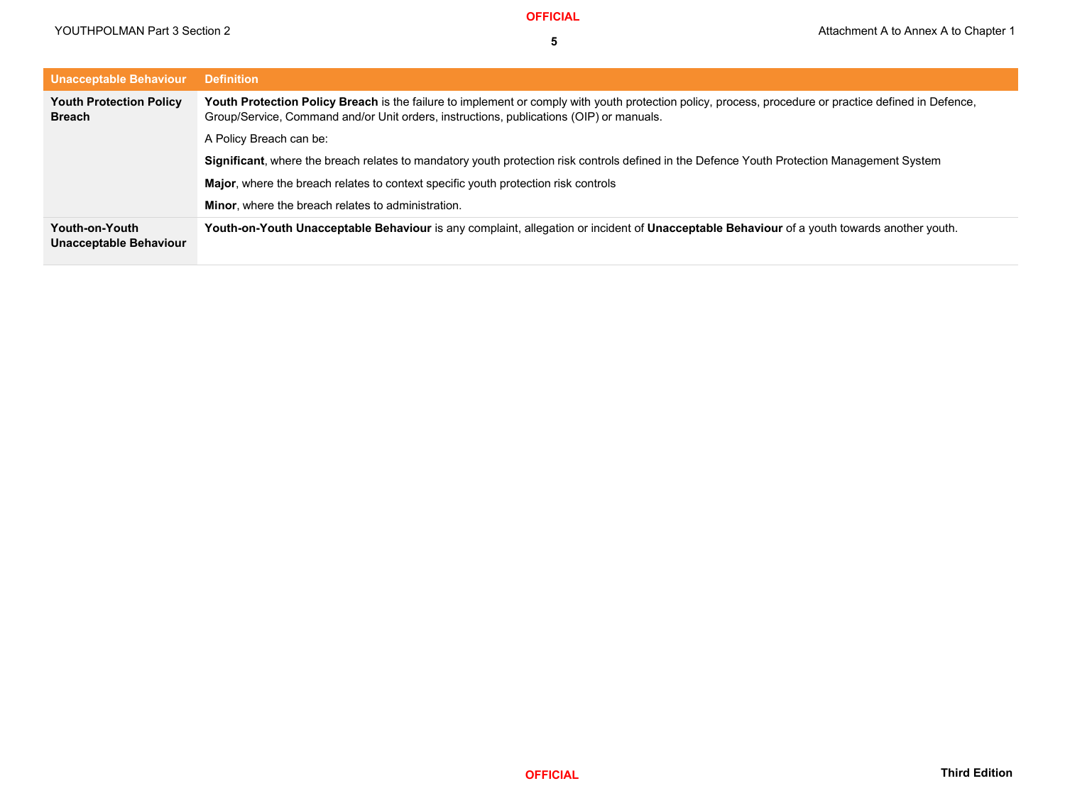| Unacceptable Behaviour | Definition |
|---|---|
| **Youth Protection Policy Breach** | **Youth Protection Policy Breach** is the failure to implement or comply with youth protection policy, process, procedure or practice defined in Defence, Group/Service, Command and/or Unit orders, instructions, publications (OIP) or manuals.<br><br>A Policy Breach can be:<br><br>**Significant**, where the breach relates to mandatory youth protection risk controls defined in the Defence Youth Protection Management System<br><br>**Major**, where the breach relates to context specific youth protection risk controls<br><br>**Minor**, where the breach relates to administration. |
| **Youth-on-Youth Unacceptable Behaviour** | **Youth-on-Youth Unacceptable Behaviour** is any complaint, allegation or incident of **Unacceptable Behaviour** of a youth towards another youth. |